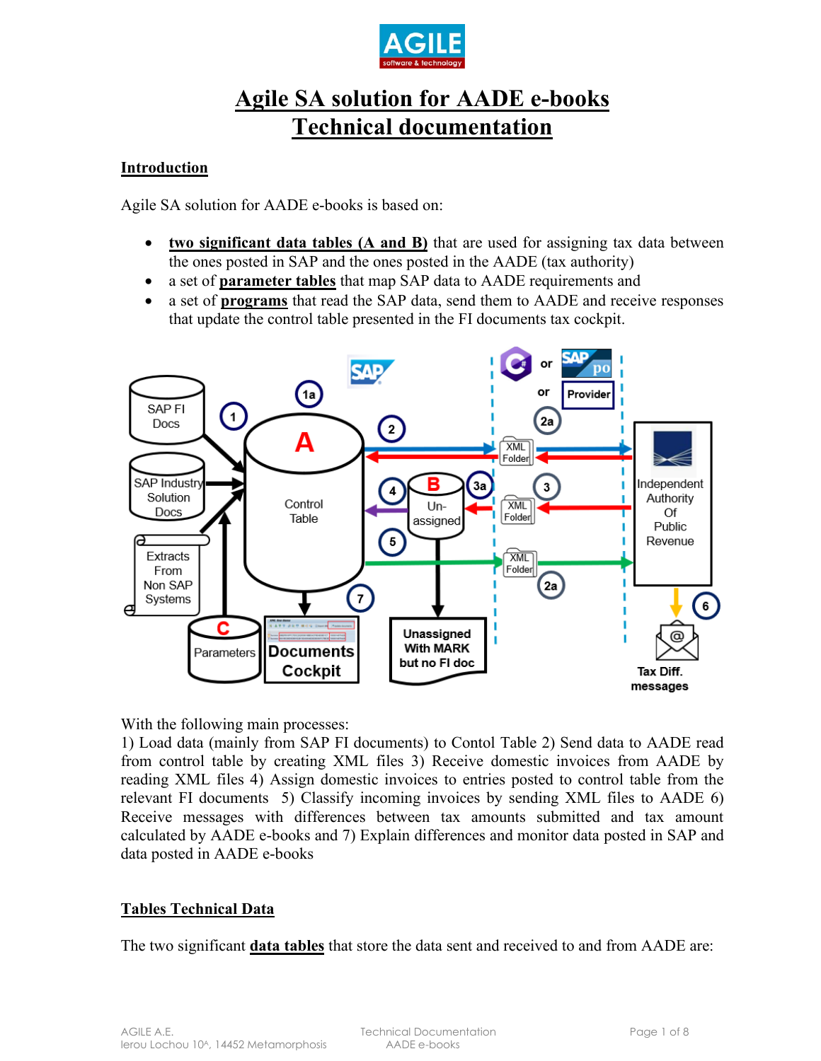# Agile SA solution for AADE e-books
# Technical documentation

## Introduction

Agile SA solution for AADE e-books is based on:

- **two significant data tables (A and B)** that are used for assigning tax data between the ones posted in SAP and the ones posted in the AADE (tax authority)
- a set of **parameter tables** that map SAP data to AADE requirements and
- a set of **programs** that read the SAP data, send them to AADE and receive responses that update the control table presented in the FI documents tax cockpit.

SAP FI Docs
SAP Industry Solution Docs
Extracts From Non SAP Systems
1
1a
A
Control Table
C
Parameters
Documents Cockpit
7
2
4
5
B
Un-assigned
3a
Unassigned With MARK but no FI doc
or
or
Provider
2a
XML Folder
XML Folder
XML Folder
3
2a
Independent Authority Of Public Revenue
6
Tax Diff. messages

With the following main processes:
1) Load data (mainly from SAP FI documents) to Contol Table 2) Send data to AADE read from control table by creating XML files 3) Receive domestic invoices from AADE by reading XML files 4) Assign domestic invoices to entries posted to control table from the relevant FI documents 5) Classify incoming invoices by sending XML files to AADE 6) Receive messages with differences between tax amounts submitted and tax amount calculated by AADE e-books and 7) Explain differences and monitor data posted in SAP and data posted in AADE e-books

## Tables Technical Data

The two significant **data tables** that store the data sent and received to and from AADE are: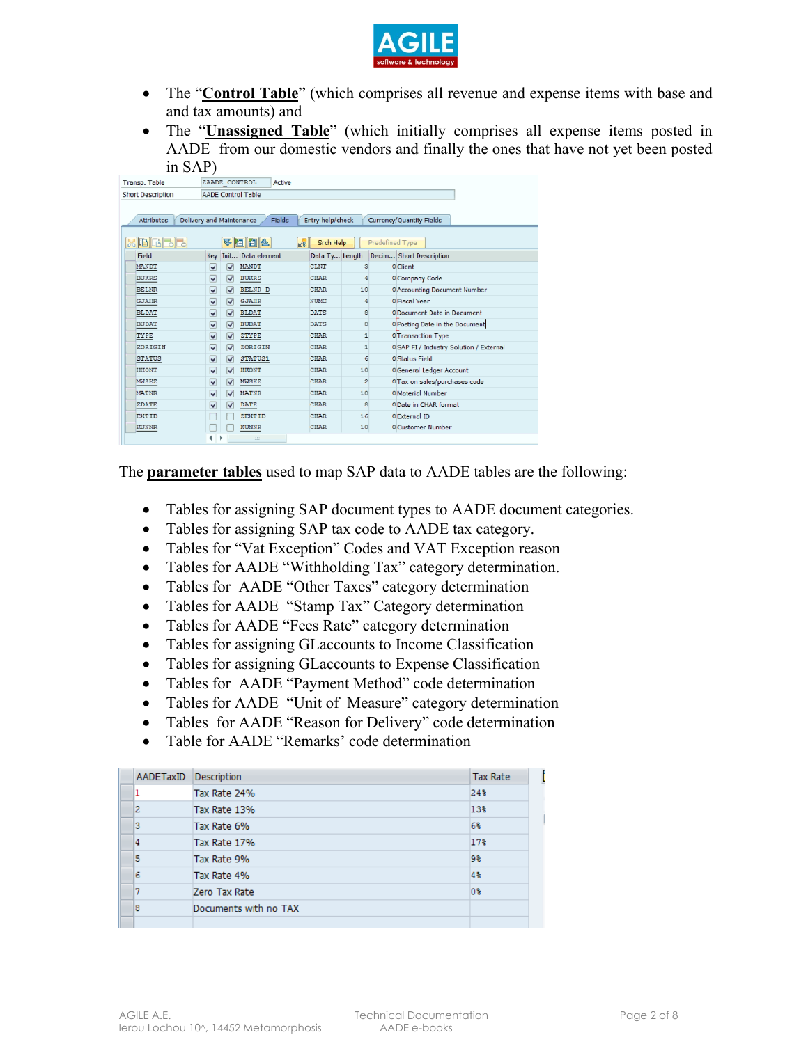- The "**Control Table**" (which comprises all revenue and expense items with base and and tax amounts) and
- The "**Unassigned Table**" (which initially comprises all expense items posted in AADE from our domestic vendors and finally the ones that have not yet been posted in SAP)

Transp. Table: ZAADE_CONTROL Active

Short Description: AADE Control Table

Attributes | Delivery and Maintenance | Fields | Entry help/check | Currency/Quantity Fields

| Field | Key | Init... | Data element | Data Ty... | Length | Decim... | Short Description |
|---|---|---|---|---|---|---|---|
| MANDT | ☑ | ☑ | MANDT | CLNT | 3 | 0 | Client |
| BUKRS | ☑ | ☑ | BUKRS | CHAR | 4 | 0 | Company Code |
| BELNR | ☑ | ☑ | BELNR_D | CHAR | 10 | 0 | Accounting Document Number |
| GJAHR | ☑ | ☑ | GJAHR | NUMC | 4 | 0 | Fiscal Year |
| BLDAT | ☑ | ☑ | BLDAT | DATS | 8 | 0 | Document Date in Document |
| BUDAT | ☑ | ☑ | BUDAT | DATS | 8 | 0 | Posting Date in the Document |
| TYPE | ☑ | ☑ | ZTYPE | CHAR | 1 | 0 | Transaction Type |
| ZORIGIN | ☑ | ☑ | ZORIGIN | CHAR | 1 | 0 | SAP FI / Industry Solution / External |
| STATUS | ☑ | ☑ | STATUS1 | CHAR | 6 | 0 | Status Field |
| HKONT | ☑ | ☑ | HKONT | CHAR | 10 | 0 | General Ledger Account |
| MWSKZ | ☑ | ☑ | MWSKZ | CHAR | 2 | 0 | Tax on sales/purchases code |
| MATNR | ☑ | ☑ | MATNR | CHAR | 18 | 0 | Material Number |
| ZDATE | ☑ | ☑ | DATE | CHAR | 8 | 0 | Date in CHAR format |
| EXTID | ☐ | ☐ | ZEXTID | CHAR | 16 | 0 | External ID |
| KUNNR | ☐ | ☐ | KUNNR | CHAR | 10 | 0 | Customer Number |

The **parameter tables** used to map SAP data to AADE tables are the following:

- Tables for assigning SAP document types to AADE document categories.
- Tables for assigning SAP tax code to AADE tax category.
- Tables for "Vat Exception" Codes and VAT Exception reason
- Tables for AADE "Withholding Tax" category determination.
- Tables for AADE "Other Taxes" category determination
- Tables for AADE "Stamp Tax" Category determination
- Tables for AADE "Fees Rate" category determination
- Tables for assigning GLaccounts to Income Classification
- Tables for assigning GLaccounts to Expense Classification
- Tables for AADE "Payment Method" code determination
- Tables for AADE "Unit of Measure" category determination
- Tables for AADE "Reason for Delivery" code determination
- Table for AADE "Remarks' code determination

| AADETaxID | Description | Tax Rate |
|---|---|---|
| 1 | Tax Rate 24% | 24% |
| 2 | Tax Rate 13% | 13% |
| 3 | Tax Rate 6% | 6% |
| 4 | Tax Rate 17% | 17% |
| 5 | Tax Rate 9% | 9% |
| 6 | Tax Rate 4% | 4% |
| 7 | Zero Tax Rate | 0% |
| 8 | Documents with no TAX | |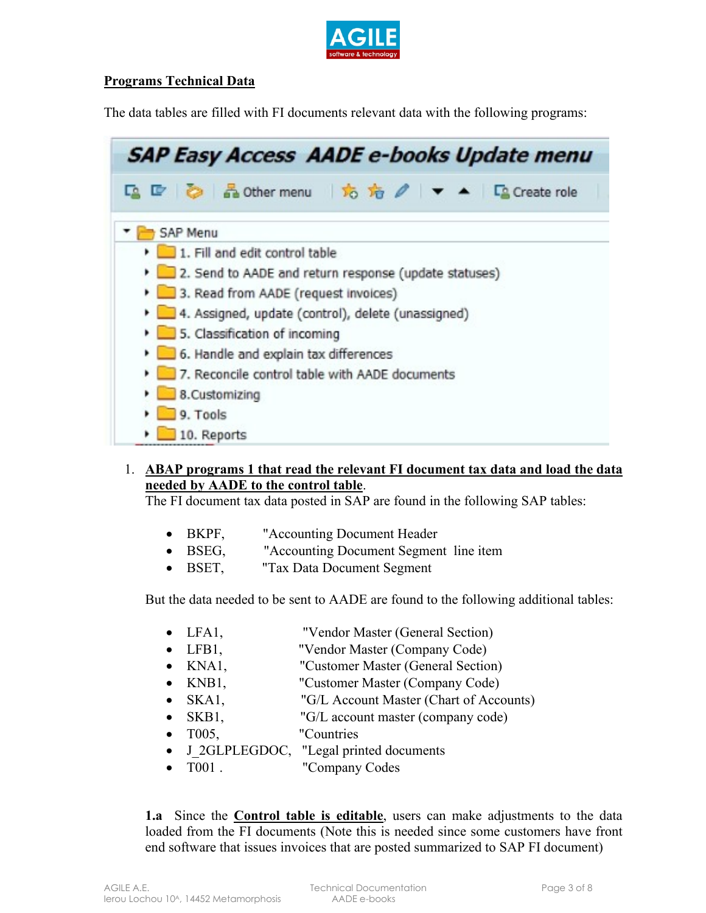## Programs Technical Data

The data tables are filled with FI documents relevant data with the following programs:

SAP Easy Access AADE e-books Update menu

Other menu

Create role

SAP Menu

- 1. Fill and edit control table
- 2. Send to AADE and return response (update statuses)
- 3. Read from AADE (request invoices)
- 4. Assigned, update (control), delete (unassigned)
- 5. Classification of incoming
- 6. Handle and explain tax differences
- 7. Reconcile control table with AADE documents
- 8.Customizing
- 9. Tools
- 10. Reports

1. **ABAP programs 1 that read the relevant FI document tax data and load the data needed by AADE to the control table**.

   The FI document tax data posted in SAP are found in the following SAP tables:

   - BKPF, "Accounting Document Header
   - BSEG, "Accounting Document Segment line item
   - BSET, "Tax Data Document Segment

   But the data needed to be sent to AADE are found to the following additional tables:

   - LFA1, "Vendor Master (General Section)
   - LFB1, "Vendor Master (Company Code)
   - KNA1, "Customer Master (General Section)
   - KNB1, "Customer Master (Company Code)
   - SKA1, "G/L Account Master (Chart of Accounts)
   - SKB1, "G/L account master (company code)
   - T005, "Countries
   - J_2GLPLEGDOC, "Legal printed documents
   - T001 . "Company Codes

   **1.a** Since the **Control table is editable**, users can make adjustments to the data loaded from the FI documents (Note this is needed since some customers have front end software that issues invoices that are posted summarized to SAP FI document)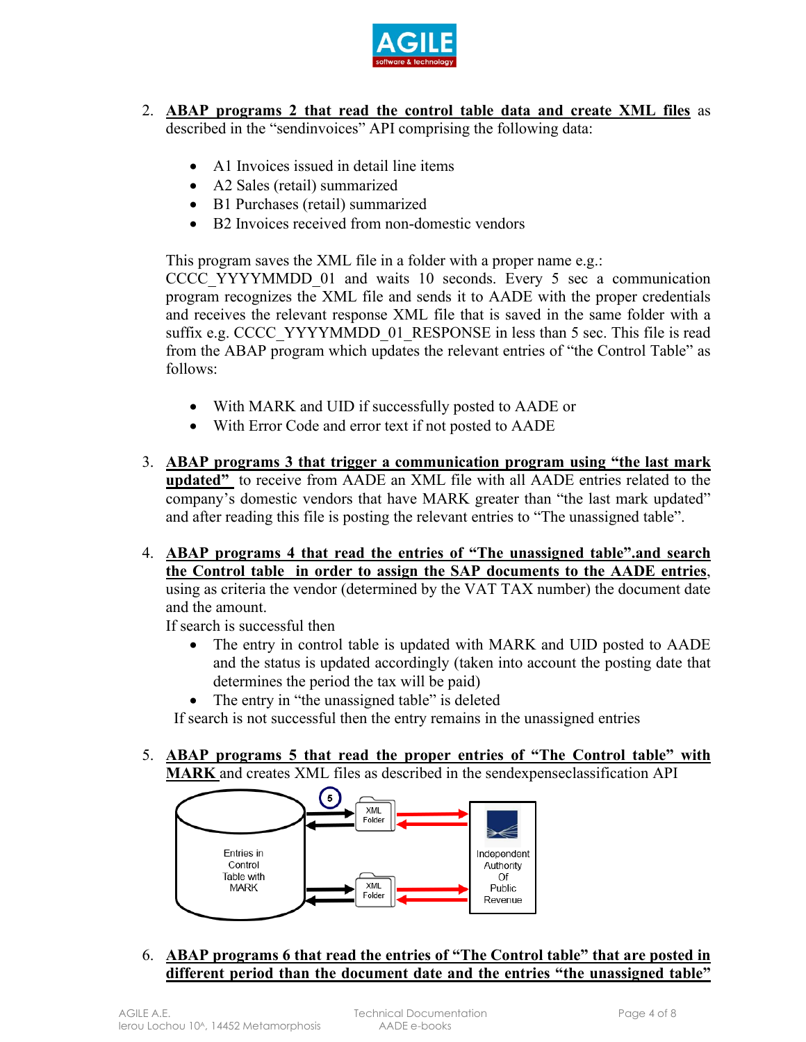2. **ABAP programs 2 that read the control table data and create XML files** as described in the "sendinvoices" API comprising the following data:

   - A1 Invoices issued in detail line items
   - A2 Sales (retail) summarized
   - B1 Purchases (retail) summarized
   - B2 Invoices received from non-domestic vendors

   This program saves the XML file in a folder with a proper name e.g.: CCCC_YYYYMMDD_01 and waits 10 seconds. Every 5 sec a communication program recognizes the XML file and sends it to AADE with the proper credentials and receives the relevant response XML file that is saved in the same folder with a suffix e.g. CCCC_YYYYMMDD_01_RESPONSE in less than 5 sec. This file is read from the ABAP program which updates the relevant entries of "the Control Table" as follows:

   - With MARK and UID if successfully posted to AADE or
   - With Error Code and error text if not posted to AADE

3. **ABAP programs 3 that trigger a communication program using "the last mark updated"** to receive from AADE an XML file with all AADE entries related to the company's domestic vendors that have MARK greater than "the last mark updated" and after reading this file is posting the relevant entries to "The unassigned table".

4. **ABAP programs 4 that read the entries of "The unassigned table".and search the Control table in order to assign the SAP documents to the AADE entries**, using as criteria the vendor (determined by the VAT TAX number) the document date and the amount.

   If search is successful then

   - The entry in control table is updated with MARK and UID posted to AADE and the status is updated accordingly (taken into account the posting date that determines the period the tax will be paid)
   - The entry in "the unassigned table" is deleted

   If search is not successful then the entry remains in the unassigned entries

5. **ABAP programs 5 that read the proper entries of "The Control table" with MARK** and creates XML files as described in the sendexpenseclassification API

   5

   Entries in Control Table with MARK

   XML Folder

   XML Folder

   Independent Authority Of Public Revenue

6. **ABAP programs 6 that read the entries of "The Control table" that are posted in different period than the document date and the entries "the unassigned table"**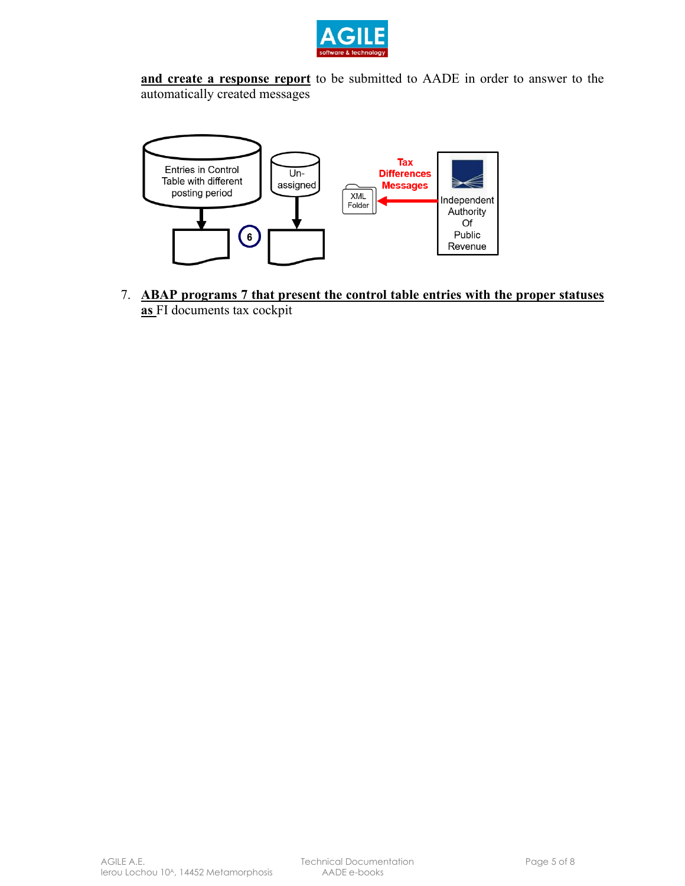**and create a response report** to be submitted to AADE in order to answer to the automatically created messages

Entries in Control Table with different posting period

Un-assigned

6

XML Folder

Tax Differences Messages

Independent Authority Of Public Revenue

7. **ABAP programs 7 that present the control table entries with the proper statuses as** FI documents tax cockpit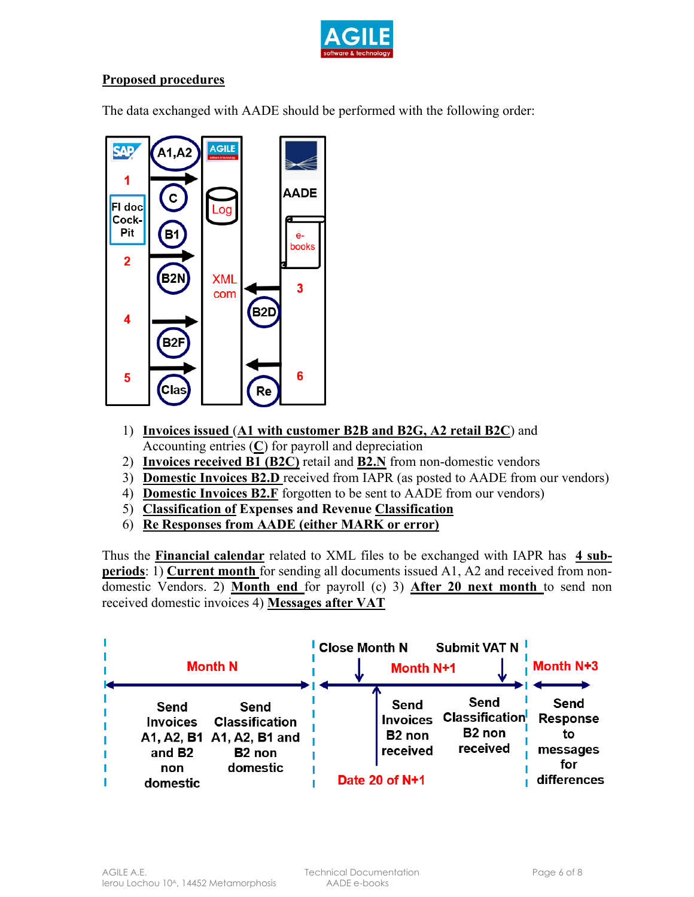**Proposed procedures**

The data exchanged with AADE should be performed with the following order:

SAP
A1,A2
AGILE
1
C
Log
AADE
FI doc Cock-Pit
B1
e-books
2
B2N
XML com
3
B2D
4
B2F
5
6
Clas
Re

1) **Invoices issued (A1 with customer B2B and B2G, A2 retail B2C)** and Accounting entries (**C**) for payroll and depreciation
2) **Invoices received B1 (B2C)** retail and **B2.N** from non-domestic vendors
3) **Domestic Invoices B2.D** received from IAPR (as posted to AADE from our vendors)
4) **Domestic Invoices B2.F** forgotten to be sent to AADE from our vendors)
5) **Classification of** Expenses and Revenue **Classification**
6) **Re Responses from AADE (either MARK or error)**

Thus the **Financial calendar** related to XML files to be exchanged with IAPR has **4 sub-periods**: 1) **Current month** for sending all documents issued A1, A2 and received from non-domestic Vendors. 2) **Month end** for payroll (c) 3) **After 20 next month** to send non received domestic invoices 4) **Messages after VAT**

Month N
Close Month N
Submit VAT N
Month N+1
Month N+3
Send Invoices A1, A2, B1 and B2 non domestic
Send Classification A1, A2, B1 and B2 non domestic
Send Invoices B2 non received
Send Classification B2 non received
Send Response to messages for differences
Date 20 of N+1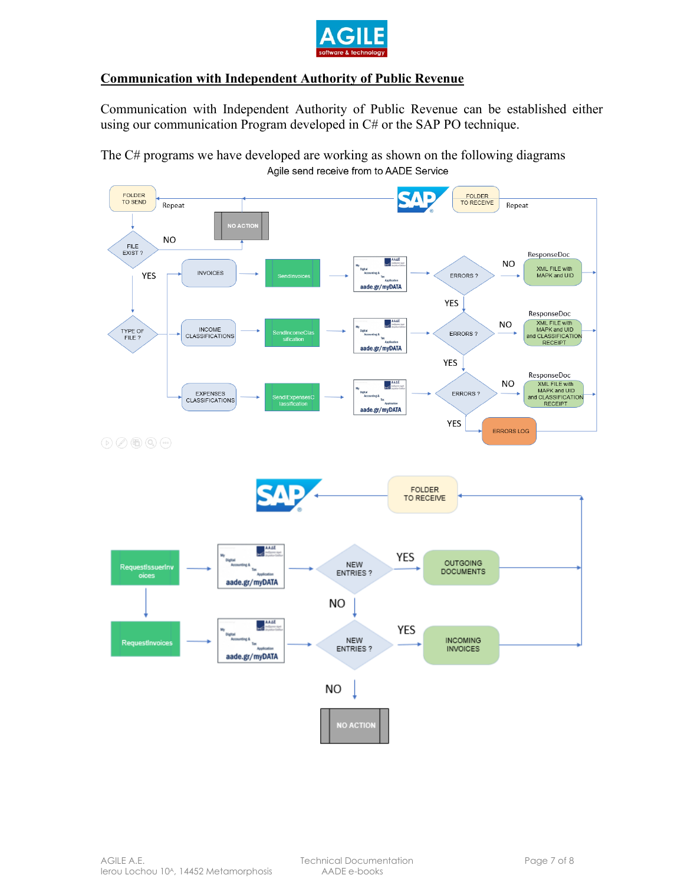## Communication with Independent Authority of Public Revenue

Communication with Independent Authority of Public Revenue can be established either using our communication Program developed in C# or the SAP PO technique.

The C# programs we have developed are working as shown on the following diagrams

Agile send receive from to AADE Service

FOLDER TO SEND
Repeat
NO ACTION
FILE EXIST ?
NO
YES
TYPE OF FILE ?
INVOICES
SendInvoices
aade.gr/myDATA
ERRORS ?
NO
ResponseDoc
XML FILE with MAPK and UID
YES
INCOME CLASSIFICATIONS
SendIncomeClassification
aade.gr/myDATA
ERRORS ?
NO
ResponseDoc
XML FILE with MAPK and UID and CLASSIFICATION RECEIPT
YES
EXPENSES CLASSIFICATIONS
SendExpensesClassification
aade.gr/myDATA
ERRORS ?
NO
ResponseDoc
XML FILE with MAPK and UID and CLASSIFICATION RECEIPT
YES
ERRORS LOG
SAP
FOLDER TO RECEIVE
Repeat

SAP
FOLDER TO RECEIVE
RequestIssuerInvoices
aade.gr/myDATA
NEW ENTRIES ?
YES
OUTGOING DOCUMENTS
NO
RequestInvoices
aade.gr/myDATA
NEW ENTRIES ?
YES
INCOMING INVOICES
NO
NO ACTION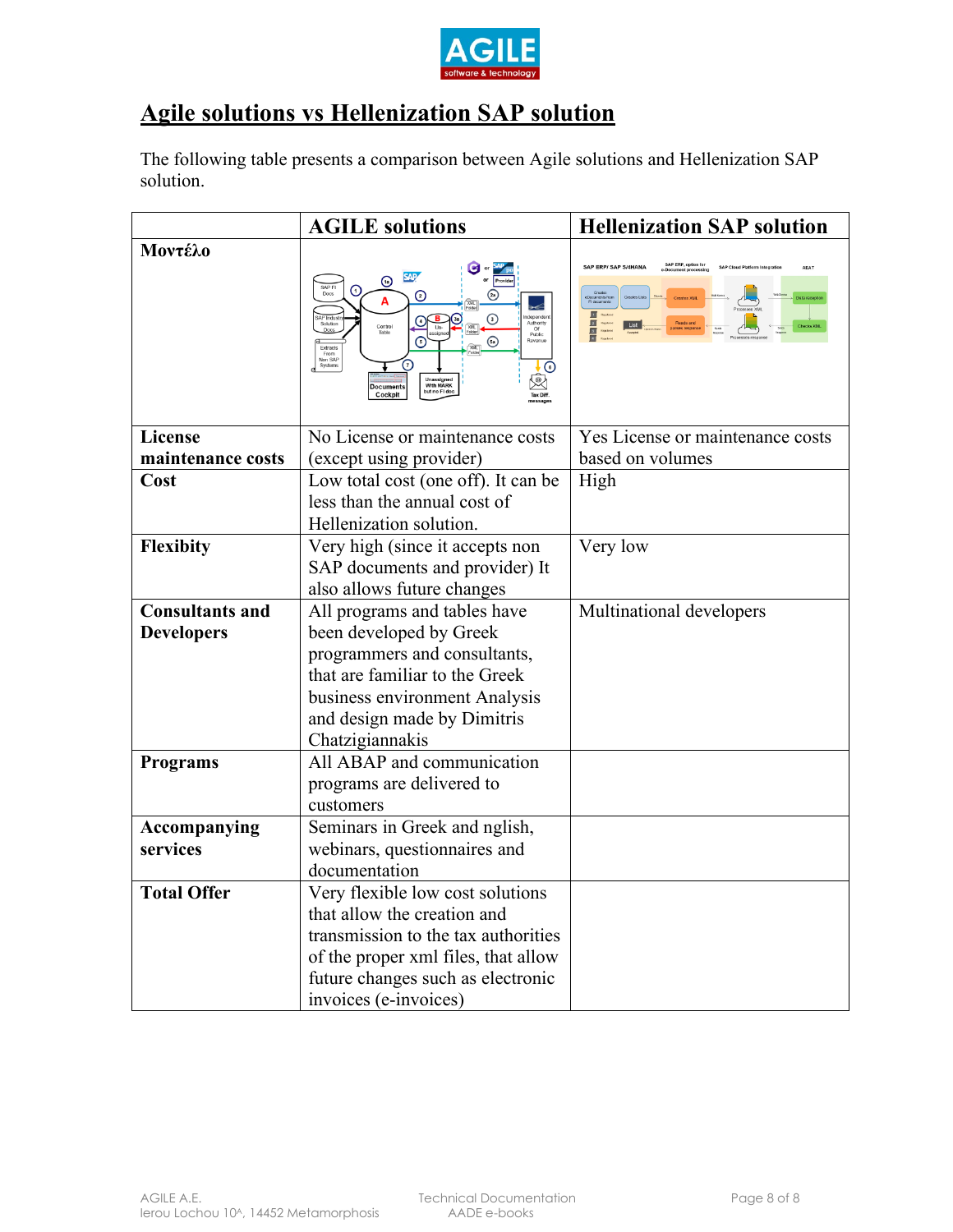## Agile solutions vs Hellenization SAP solution

The following table presents a comparison between Agile solutions and Hellenization SAP solution.

| | AGILE solutions | Hellenization SAP solution |
|---|---|---|
| **Μοντέλο** | | |
| **License maintenance costs** | No License or maintenance costs (except using provider) | Yes License or maintenance costs based on volumes |
| **Cost** | Low total cost (one off). It can be less than the annual cost of Hellenization solution. | High |
| **Flexibity** | Very high (since it accepts non SAP documents and provider) It also allows future changes | Very low |
| **Consultants and Developers** | All programs and tables have been developed by Greek programmers and consultants, that are familiar to the Greek business environment Analysis and design made by Dimitris Chatzigiannakis | Multinational developers |
| **Programs** | All ABAP and communication programs are delivered to customers | |
| **Accompanying services** | Seminars in Greek and nglish, webinars, questionnaires and documentation | |
| **Total Offer** | Very flexible low cost solutions that allow the creation and transmission to the tax authorities of the proper xml files, that allow future changes such as electronic invoices (e-invoices) | |